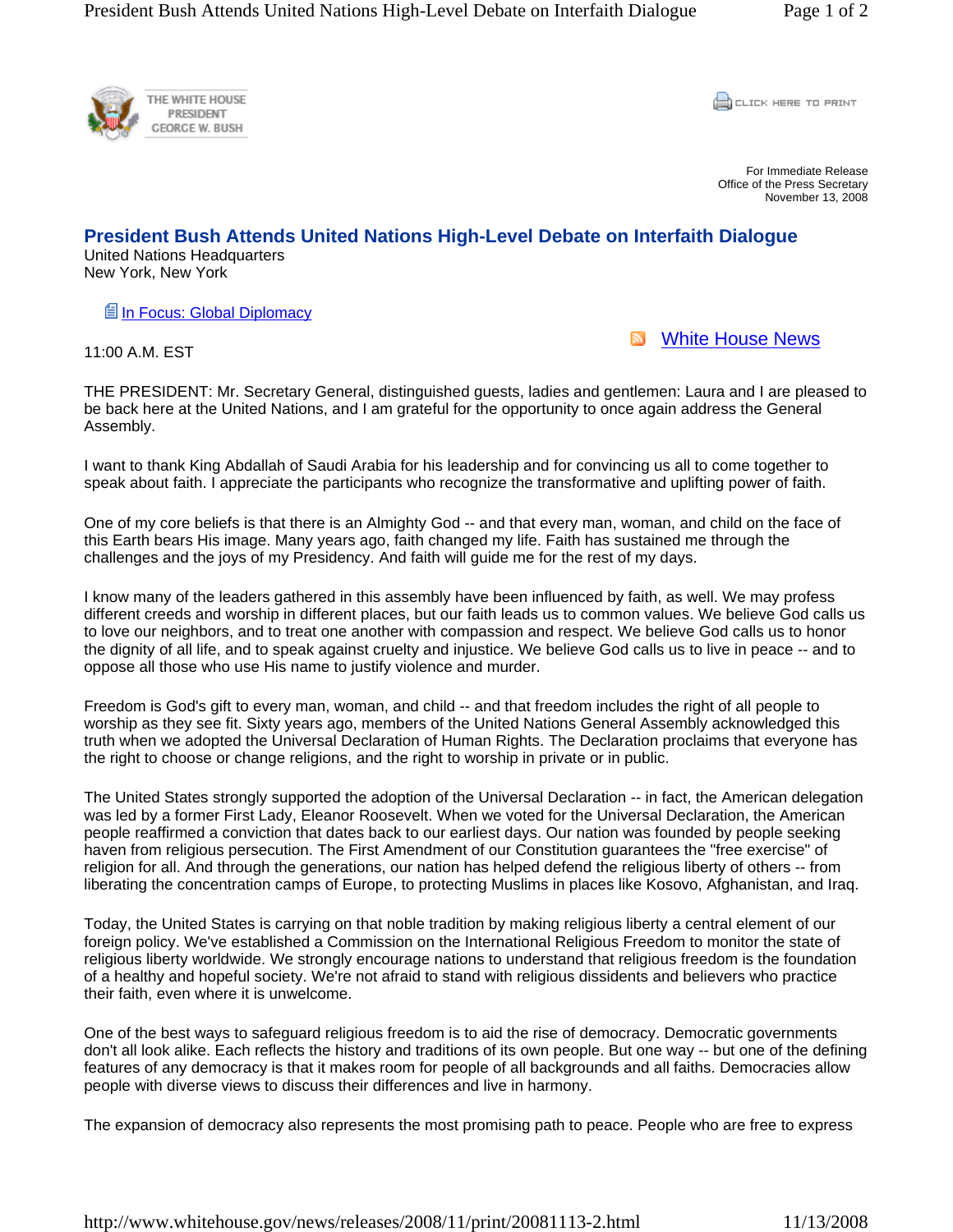THE WHITE HOUSE
PRESIDENT
GEORGE W. BUSH

CLICK HERE TO PRINT

For Immediate Release
Office of the Press Secretary
November 13, 2008

# President Bush Attends United Nations High-Level Debate on Interfaith Dialogue

United Nations Headquarters
New York, New York

In Focus: Global Diplomacy

White House News

11:00 A.M. EST

THE PRESIDENT: Mr. Secretary General, distinguished guests, ladies and gentlemen: Laura and I are pleased to be back here at the United Nations, and I am grateful for the opportunity to once again address the General Assembly.

I want to thank King Abdallah of Saudi Arabia for his leadership and for convincing us all to come together to speak about faith. I appreciate the participants who recognize the transformative and uplifting power of faith.

One of my core beliefs is that there is an Almighty God -- and that every man, woman, and child on the face of this Earth bears His image. Many years ago, faith changed my life. Faith has sustained me through the challenges and the joys of my Presidency. And faith will guide me for the rest of my days.

I know many of the leaders gathered in this assembly have been influenced by faith, as well. We may profess different creeds and worship in different places, but our faith leads us to common values. We believe God calls us to love our neighbors, and to treat one another with compassion and respect. We believe God calls us to honor the dignity of all life, and to speak against cruelty and injustice. We believe God calls us to live in peace -- and to oppose all those who use His name to justify violence and murder.

Freedom is God's gift to every man, woman, and child -- and that freedom includes the right of all people to worship as they see fit. Sixty years ago, members of the United Nations General Assembly acknowledged this truth when we adopted the Universal Declaration of Human Rights. The Declaration proclaims that everyone has the right to choose or change religions, and the right to worship in private or in public.

The United States strongly supported the adoption of the Universal Declaration -- in fact, the American delegation was led by a former First Lady, Eleanor Roosevelt. When we voted for the Universal Declaration, the American people reaffirmed a conviction that dates back to our earliest days. Our nation was founded by people seeking haven from religious persecution. The First Amendment of our Constitution guarantees the "free exercise" of religion for all. And through the generations, our nation has helped defend the religious liberty of others -- from liberating the concentration camps of Europe, to protecting Muslims in places like Kosovo, Afghanistan, and Iraq.

Today, the United States is carrying on that noble tradition by making religious liberty a central element of our foreign policy. We've established a Commission on the International Religious Freedom to monitor the state of religious liberty worldwide. We strongly encourage nations to understand that religious freedom is the foundation of a healthy and hopeful society. We're not afraid to stand with religious dissidents and believers who practice their faith, even where it is unwelcome.

One of the best ways to safeguard religious freedom is to aid the rise of democracy. Democratic governments don't all look alike. Each reflects the history and traditions of its own people. But one way -- but one of the defining features of any democracy is that it makes room for people of all backgrounds and all faiths. Democracies allow people with diverse views to discuss their differences and live in harmony.

The expansion of democracy also represents the most promising path to peace. People who are free to express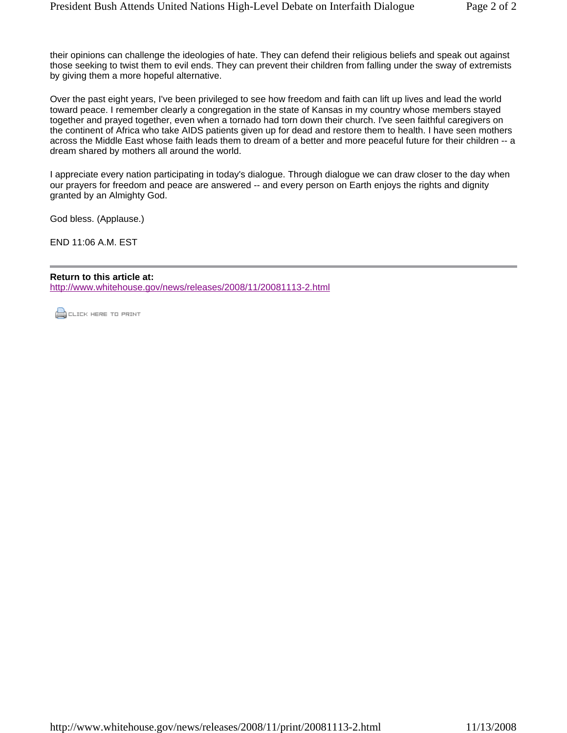their opinions can challenge the ideologies of hate. They can defend their religious beliefs and speak out against those seeking to twist them to evil ends. They can prevent their children from falling under the sway of extremists by giving them a more hopeful alternative.

Over the past eight years, I've been privileged to see how freedom and faith can lift up lives and lead the world toward peace. I remember clearly a congregation in the state of Kansas in my country whose members stayed together and prayed together, even when a tornado had torn down their church. I've seen faithful caregivers on the continent of Africa who take AIDS patients given up for dead and restore them to health. I have seen mothers across the Middle East whose faith leads them to dream of a better and more peaceful future for their children -- a dream shared by mothers all around the world.

I appreciate every nation participating in today's dialogue. Through dialogue we can draw closer to the day when our prayers for freedom and peace are answered -- and every person on Earth enjoys the rights and dignity granted by an Almighty God.

God bless. (Applause.)

END 11:06 A.M. EST

---

**Return to this article at:**
http://www.whitehouse.gov/news/releases/2008/11/20081113-2.html

CLICK HERE TO PRINT